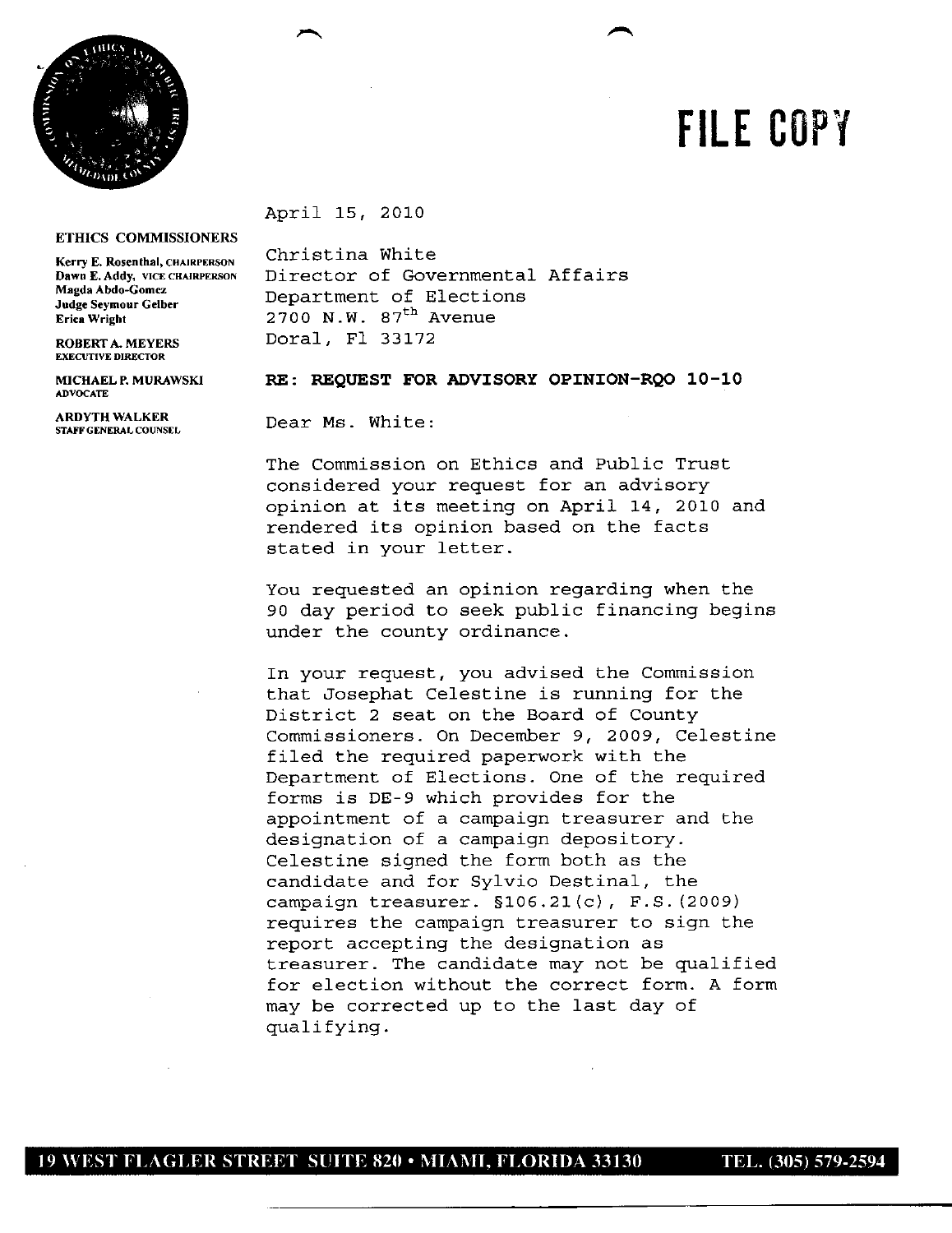**FILE COPY**

**ETHICS COMMISSIONERS**

Kerry E. Rosenthal, CHAIRPERSON
Dawn E. Addy, VICE CHAIRPERSON
Magda Abdo-Gomez
Judge Seymour Gelber
Erica Wright

ROBERT A. MEYERS
EXECUTIVE DIRECTOR

MICHAEL P. MURAWSKI
ADVOCATE

ARDYTH WALKER
STAFF GENERAL COUNSEL

April 15, 2010

Christina White
Director of Governmental Affairs
Department of Elections
2700 N.W. 87th Avenue
Doral, Fl 33172

**RE: REQUEST FOR ADVISORY OPINION-RQO 10-10**

Dear Ms. White:

The Commission on Ethics and Public Trust considered your request for an advisory opinion at its meeting on April 14, 2010 and rendered its opinion based on the facts stated in your letter.

You requested an opinion regarding when the 90 day period to seek public financing begins under the county ordinance.

In your request, you advised the Commission that Josephat Celestine is running for the District 2 seat on the Board of County Commissioners. On December 9, 2009, Celestine filed the required paperwork with the Department of Elections. One of the required forms is DE-9 which provides for the appointment of a campaign treasurer and the designation of a campaign depository. Celestine signed the form both as the candidate and for Sylvio Destinal, the campaign treasurer. §106.21(c), F.S.(2009) requires the campaign treasurer to sign the report accepting the designation as treasurer. The candidate may not be qualified for election without the correct form. A form may be corrected up to the last day of qualifying.

19 WEST FLAGLER STREET SUITE 820 • MIAMI, FLORIDA 33130 TEL. (305) 579-2594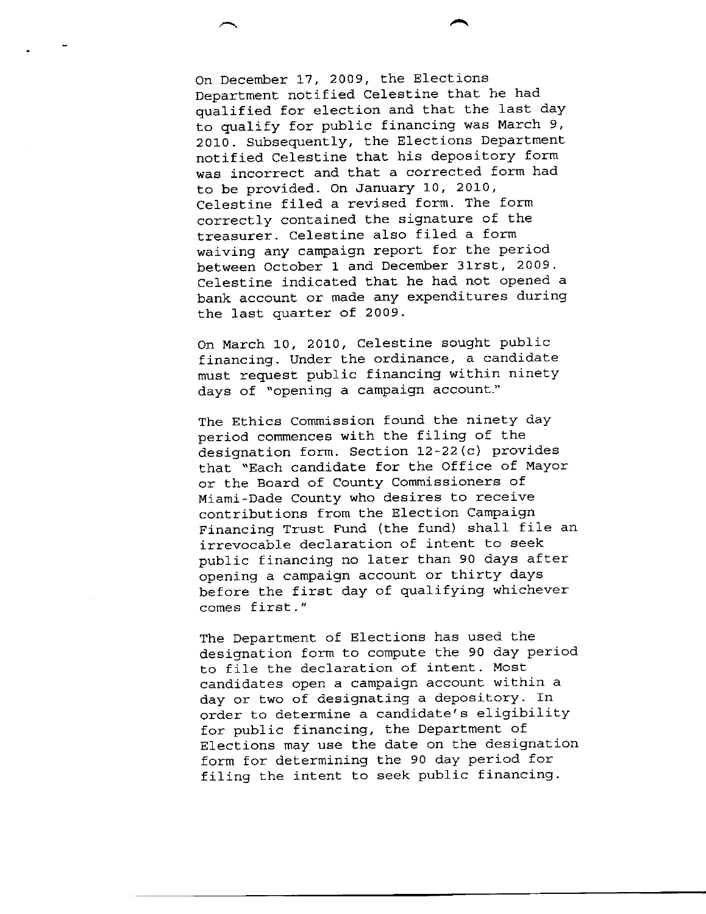On December 17, 2009, the Elections Department notified Celestine that he had qualified for election and that the last day to qualify for public financing was March 9, 2010. Subsequently, the Elections Department notified Celestine that his depository form was incorrect and that a corrected form had to be provided. On January 10, 2010, Celestine filed a revised form. The form correctly contained the signature of the treasurer. Celestine also filed a form waiving any campaign report for the period between October 1 and December 31rst, 2009. Celestine indicated that he had not opened a bank account or made any expenditures during the last quarter of 2009.

On March 10, 2010, Celestine sought public financing. Under the ordinance, a candidate must request public financing within ninety days of "opening a campaign account."

The Ethics Commission found the ninety day period commences with the filing of the designation form. Section 12-22(c) provides that "Each candidate for the Office of Mayor or the Board of County Commissioners of Miami-Dade County who desires to receive contributions from the Election Campaign Financing Trust Fund (the fund) shall file an irrevocable declaration of intent to seek public financing no later than 90 days after opening a campaign account or thirty days before the first day of qualifying whichever comes first."

The Department of Elections has used the designation form to compute the 90 day period to file the declaration of intent. Most candidates open a campaign account within a day or two of designating a depository. In order to determine a candidate's eligibility for public financing, the Department of Elections may use the date on the designation form for determining the 90 day period for filing the intent to seek public financing.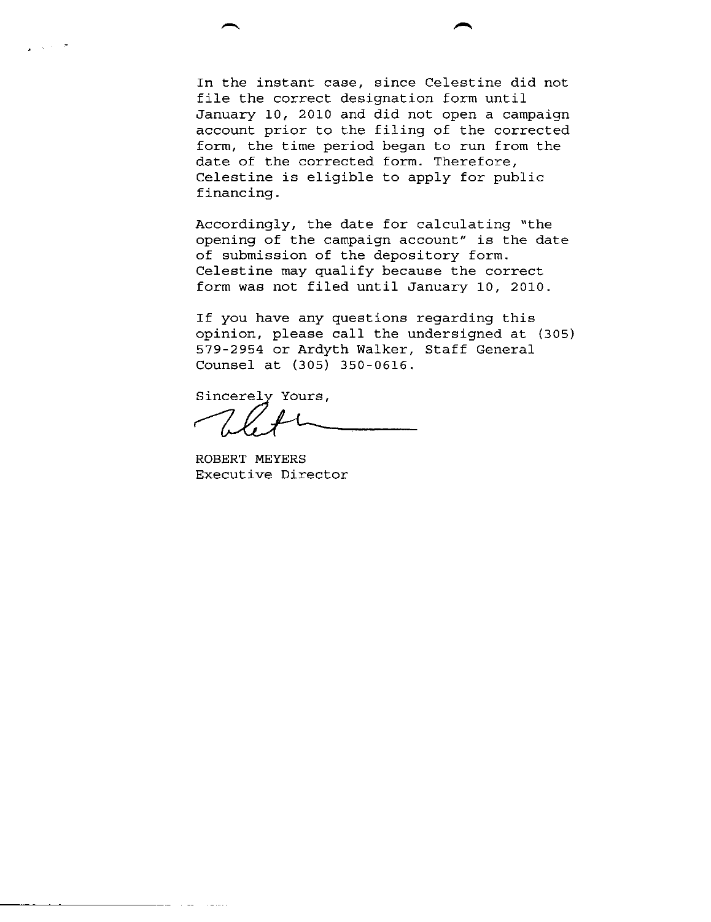In the instant case, since Celestine did not file the correct designation form until January 10, 2010 and did not open a campaign account prior to the filing of the corrected form, the time period began to run from the date of the corrected form. Therefore, Celestine is eligible to apply for public financing.

Accordingly, the date for calculating "the opening of the campaign account" is the date of submission of the depository form. Celestine may qualify because the correct form was not filed until January 10, 2010.

If you have any questions regarding this opinion, please call the undersigned at (305) 579-2954 or Ardyth Walker, Staff General Counsel at (305) 350-0616.

Sincerely Yours,

ROBERT MEYERS
Executive Director